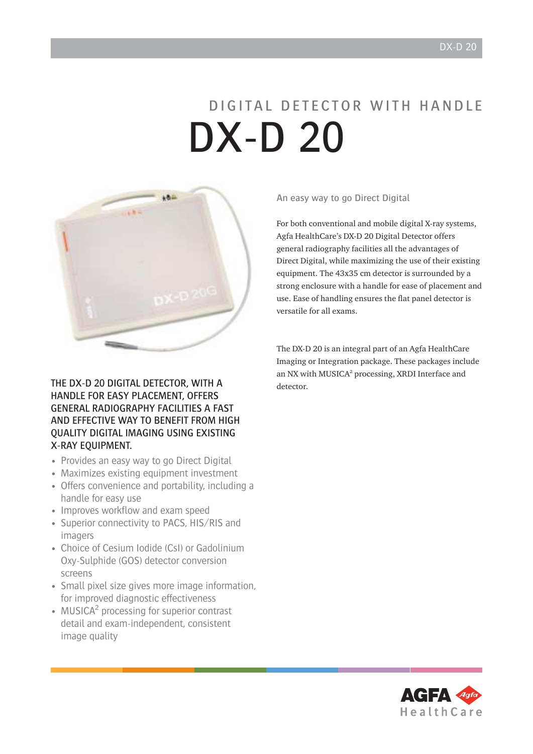# DIGITAL DETECTOR WITH HANDLE

# DX-D 20

**THE DX-D 20 DIGITAL DETECTOR, WITH A HANDLE FOR EASY PLACEMENT, OFFERS GENERAL RADIOGRAPHY FACILITIES A FAST AND EFFECTIVE WAY TO BENEFIT FROM HIGH QUALITY DIGITAL IMAGING USING EXISTING X-RAY EQUIPMENT.**

- Provides an easy way to go Direct Digital
- Maximizes existing equipment investment
- Offers convenience and portability, including a handle for easy use
- Improves workflow and exam speed
- Superior connectivity to PACS, HIS/RIS and imagers
- Choice of Cesium Iodide (CsI) or Gadolinium Oxy-Sulphide (GOS) detector conversion screens
- Small pixel size gives more image information, for improved diagnostic effectiveness
- MUSICA$^2$ processing for superior contrast detail and exam-independent, consistent image quality

## An easy way to go Direct Digital

For both conventional and mobile digital X-ray systems, Agfa HealthCare's DX-D 20 Digital Detector offers general radiography facilities all the advantages of Direct Digital, while maximizing the use of their existing equipment. The 43x35 cm detector is surrounded by a strong enclosure with a handle for ease of placement and use. Ease of handling ensures the flat panel detector is versatile for all exams.

The DX-D 20 is an integral part of an Agfa HealthCare Imaging or Integration package. These packages include an NX with MUSICA$^2$ processing, XRDI Interface and detector.

AGFA HealthCare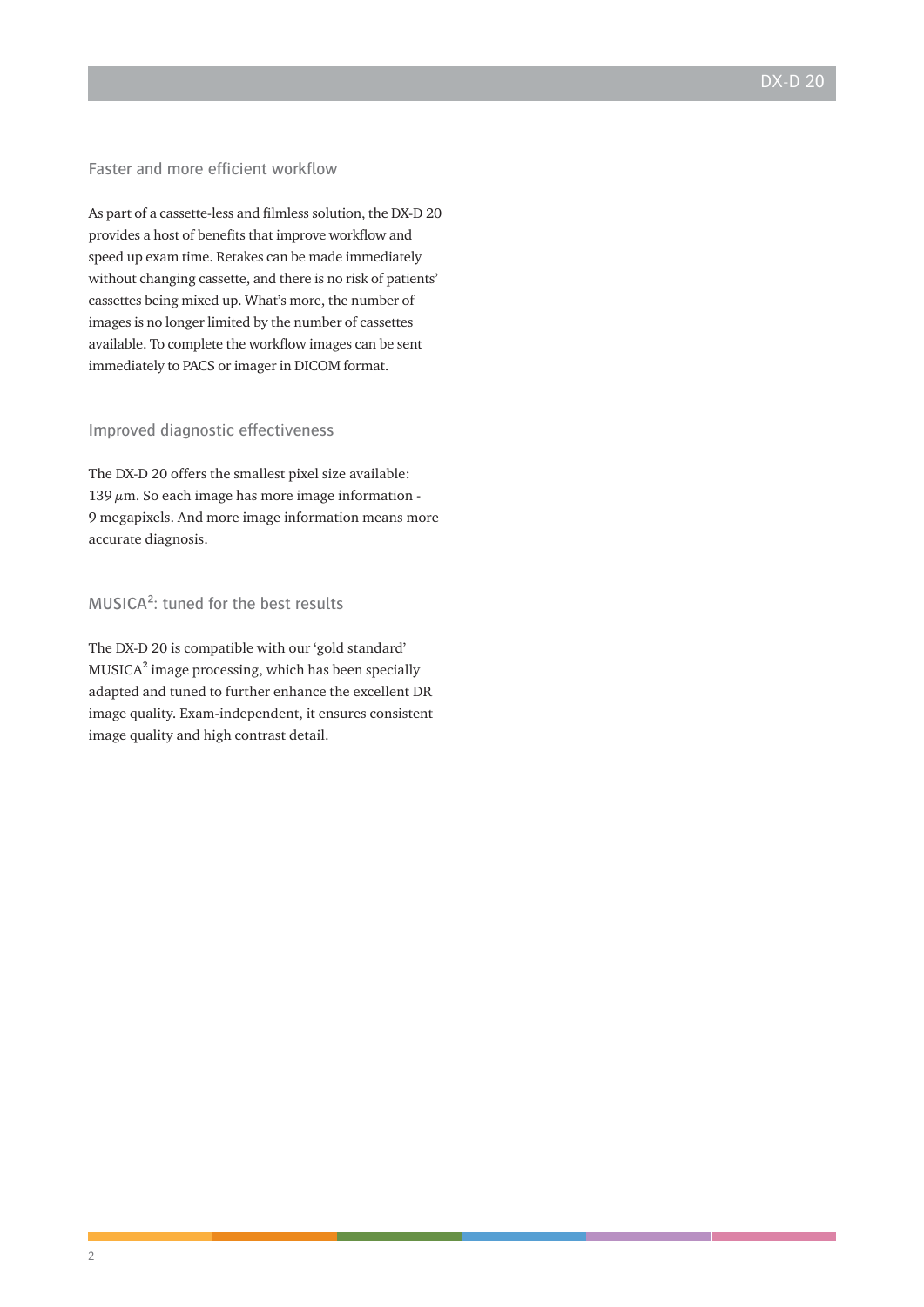## Faster and more efficient workflow

As part of a cassette-less and filmless solution, the DX-D 20 provides a host of benefits that improve workflow and speed up exam time. Retakes can be made immediately without changing cassette, and there is no risk of patients' cassettes being mixed up. What's more, the number of images is no longer limited by the number of cassettes available. To complete the workflow images can be sent immediately to PACS or imager in DICOM format.

## Improved diagnostic effectiveness

The DX-D 20 offers the smallest pixel size available: 139 $\mu$m. So each image has more image information - 9 megapixels. And more image information means more accurate diagnosis.

## MUSICA$^2$: tuned for the best results

The DX-D 20 is compatible with our 'gold standard' MUSICA$^2$ image processing, which has been specially adapted and tuned to further enhance the excellent DR image quality. Exam-independent, it ensures consistent image quality and high contrast detail.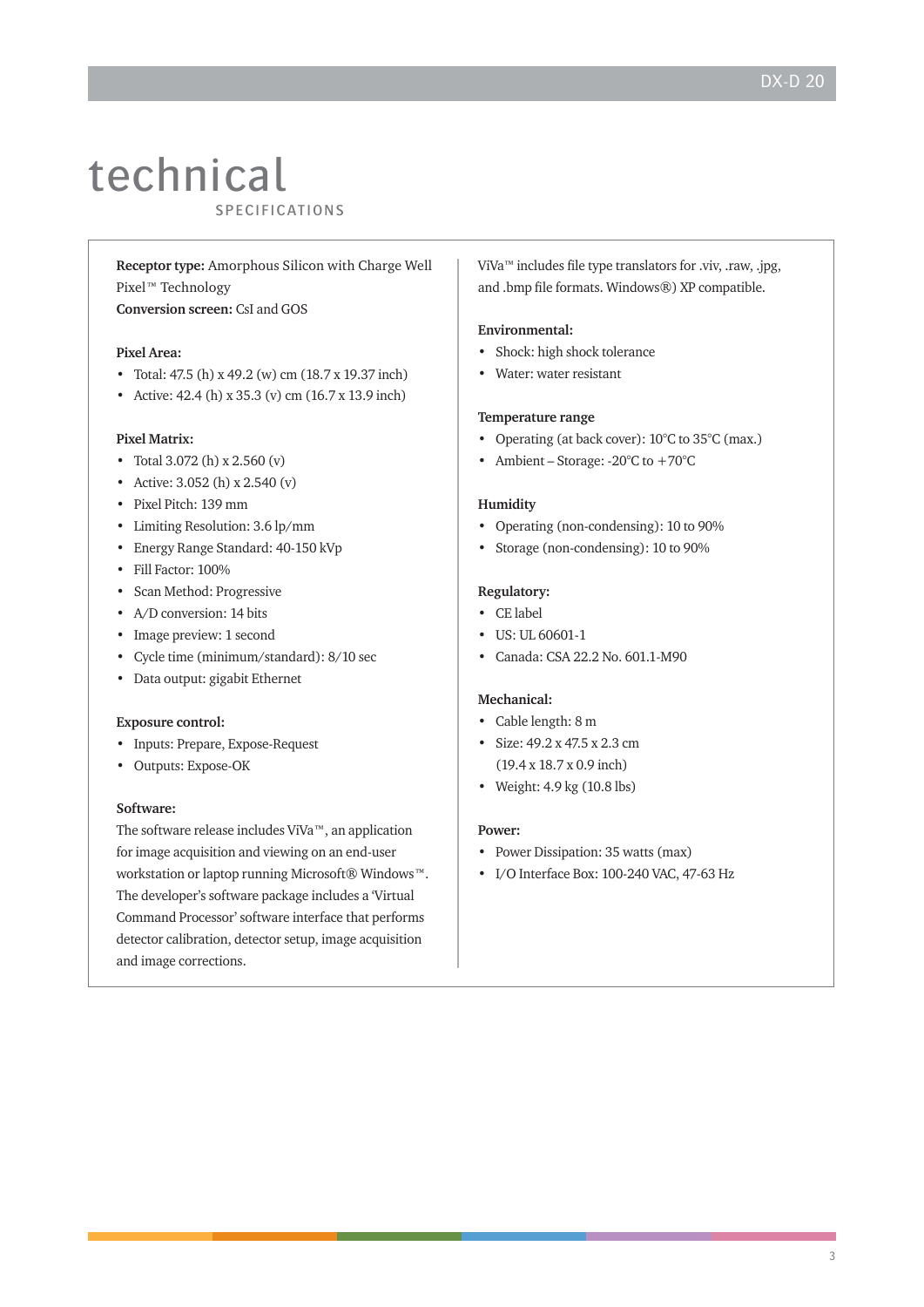# technical

SPECIFICATIONS

**Receptor type:** Amorphous Silicon with Charge Well Pixel™ Technology
**Conversion screen:** CsI and GOS

**Pixel Area:**

- Total: 47.5 (h) x 49.2 (w) cm (18.7 x 19.37 inch)
- Active: 42.4 (h) x 35.3 (v) cm (16.7 x 13.9 inch)

**Pixel Matrix:**

- Total 3.072 (h) x 2.560 (v)
- Active: 3.052 (h) x 2.540 (v)
- Pixel Pitch: 139 mm
- Limiting Resolution: 3.6 lp/mm
- Energy Range Standard: 40-150 kVp
- Fill Factor: 100%
- Scan Method: Progressive
- A/D conversion: 14 bits
- Image preview: 1 second
- Cycle time (minimum/standard): 8/10 sec
- Data output: gigabit Ethernet

**Exposure control:**

- Inputs: Prepare, Expose-Request
- Outputs: Expose-OK

**Software:**

The software release includes ViVa™, an application for image acquisition and viewing on an end-user workstation or laptop running Microsoft® Windows™. The developer's software package includes a 'Virtual Command Processor' software interface that performs detector calibration, detector setup, image acquisition and image corrections.

ViVa™ includes file type translators for .viv, .raw, .jpg, and .bmp file formats. Windows®) XP compatible.

**Environmental:**

- Shock: high shock tolerance
- Water: water resistant

**Temperature range**

- Operating (at back cover): 10°C to 35°C (max.)
- Ambient – Storage: -20°C to +70°C

**Humidity**

- Operating (non-condensing): 10 to 90%
- Storage (non-condensing): 10 to 90%

**Regulatory:**

- CE label
- US: UL 60601-1
- Canada: CSA 22.2 No. 601.1-M90

**Mechanical:**

- Cable length: 8 m
- Size: 49.2 x 47.5 x 2.3 cm (19.4 x 18.7 x 0.9 inch)
- Weight: 4.9 kg (10.8 lbs)

**Power:**

- Power Dissipation: 35 watts (max)
- I/O Interface Box: 100-240 VAC, 47-63 Hz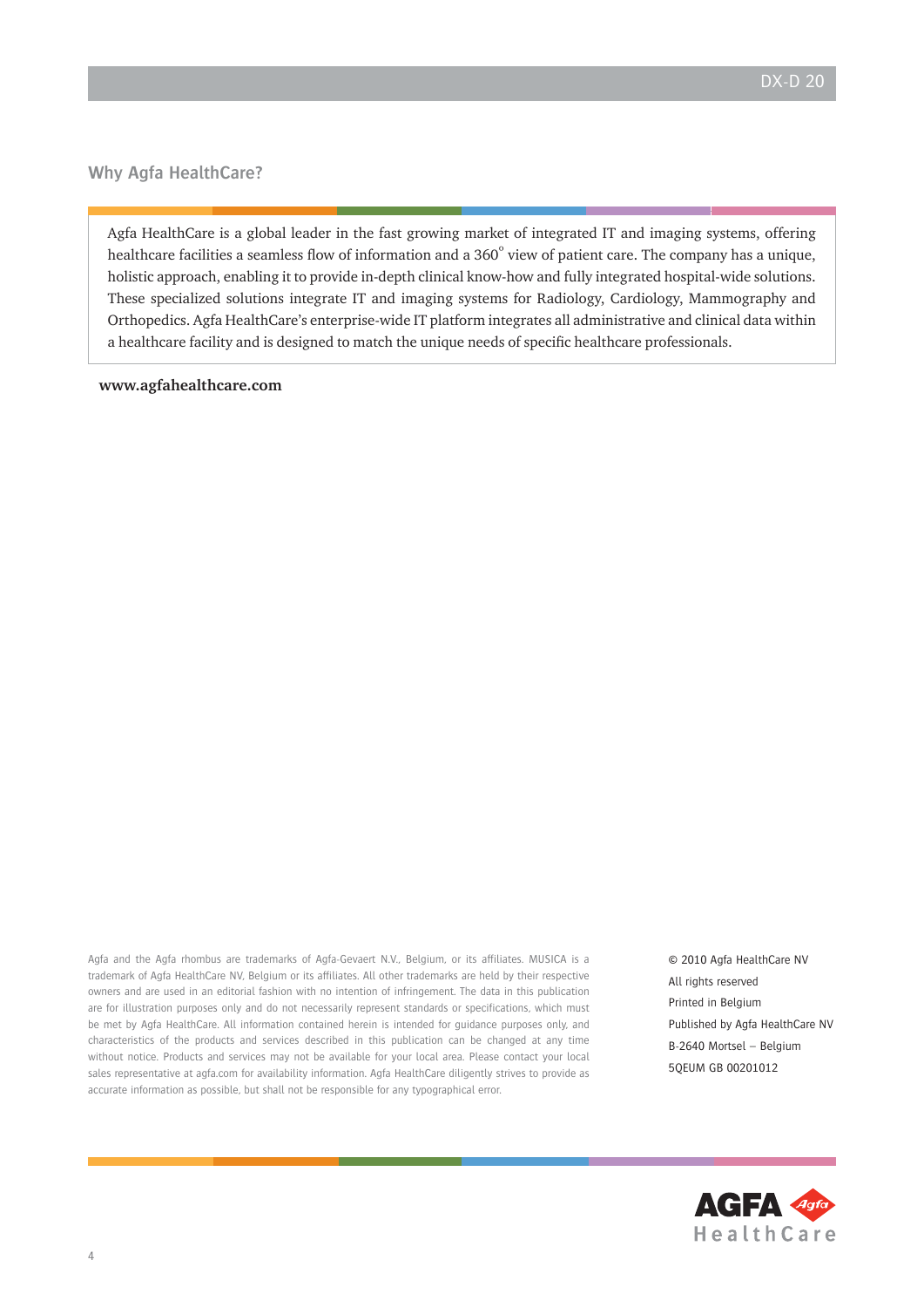## Why Agfa HealthCare?

Agfa HealthCare is a global leader in the fast growing market of integrated IT and imaging systems, offering healthcare facilities a seamless flow of information and a 360° view of patient care. The company has a unique, holistic approach, enabling it to provide in-depth clinical know-how and fully integrated hospital-wide solutions. These specialized solutions integrate IT and imaging systems for Radiology, Cardiology, Mammography and Orthopedics. Agfa HealthCare's enterprise-wide IT platform integrates all administrative and clinical data within a healthcare facility and is designed to match the unique needs of specific healthcare professionals.

**www.agfahealthcare.com**

Agfa and the Agfa rhombus are trademarks of Agfa-Gevaert N.V., Belgium, or its affiliates. MUSICA is a trademark of Agfa HealthCare NV, Belgium or its affiliates. All other trademarks are held by their respective owners and are used in an editorial fashion with no intention of infringement. The data in this publication are for illustration purposes only and do not necessarily represent standards or specifications, which must be met by Agfa HealthCare. All information contained herein is intended for guidance purposes only, and characteristics of the products and services described in this publication can be changed at any time without notice. Products and services may not be available for your local area. Please contact your local sales representative at agfa.com for availability information. Agfa HealthCare diligently strives to provide as accurate information as possible, but shall not be responsible for any typographical error.

© 2010 Agfa HealthCare NV
All rights reserved
Printed in Belgium
Published by Agfa HealthCare NV
B-2640 Mortsel – Belgium
5QEUM GB 00201012

AGFA HealthCare